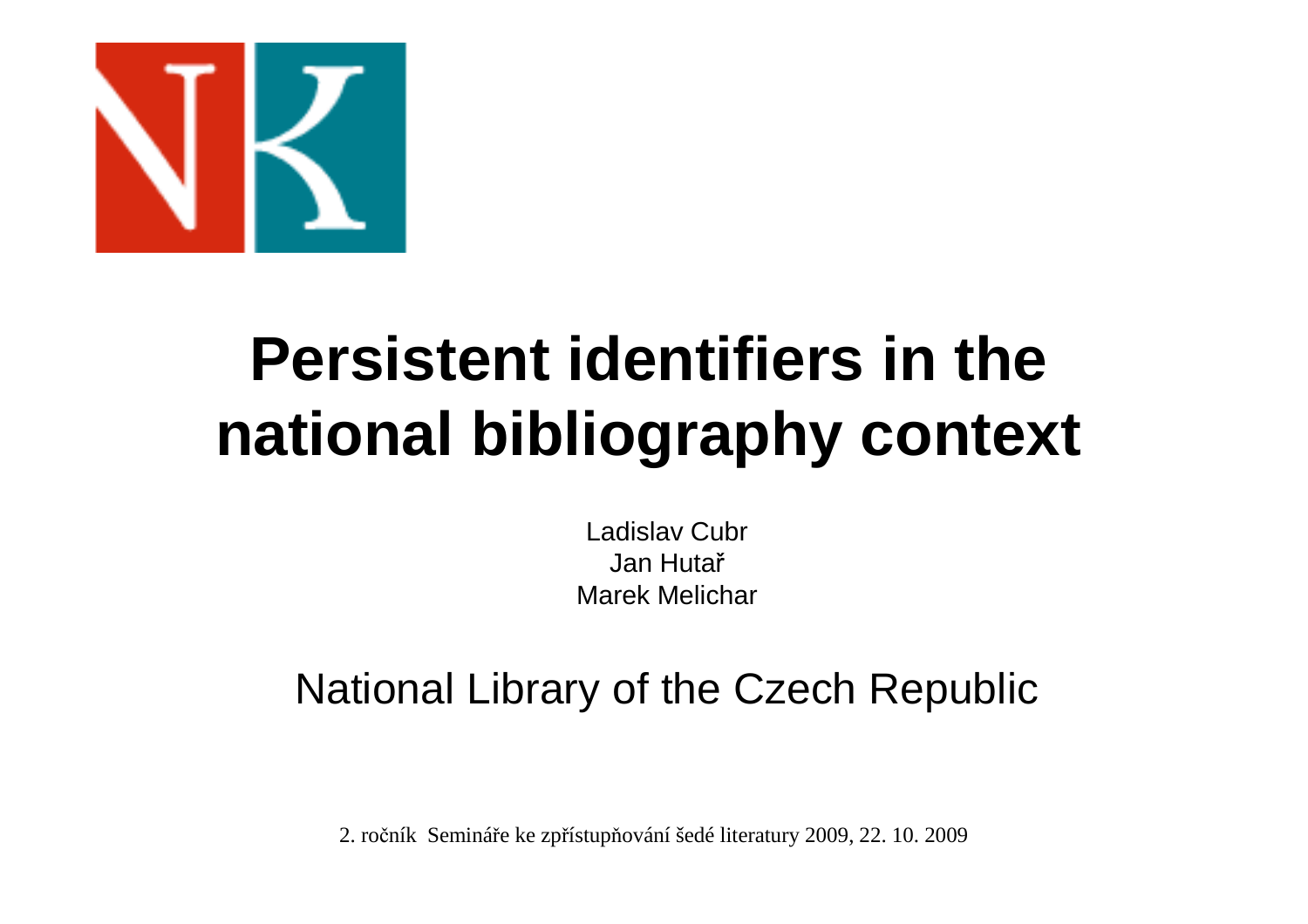# Persistent identifiers in the national bibliography context

Ladislav Cubr
Jan Hutař
Marek Melichar

National Library of the Czech Republic

2. ročník Semináře ke zpřístupňování šedé literatury 2009, 22. 10. 2009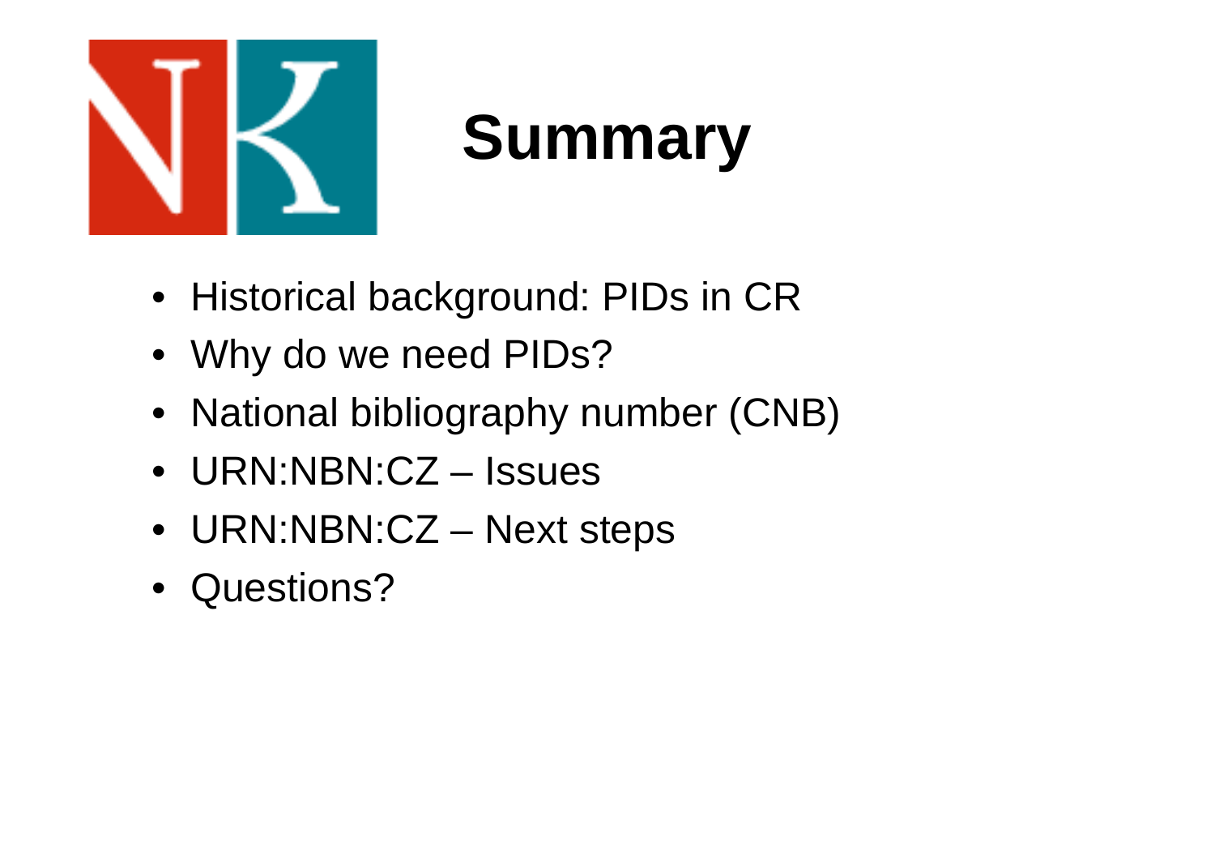# Summary

- Historical background: PIDs in CR
- Why do we need PIDs?
- National bibliography number (CNB)
- URN:NBN:CZ – Issues
- URN:NBN:CZ – Next steps
- Questions?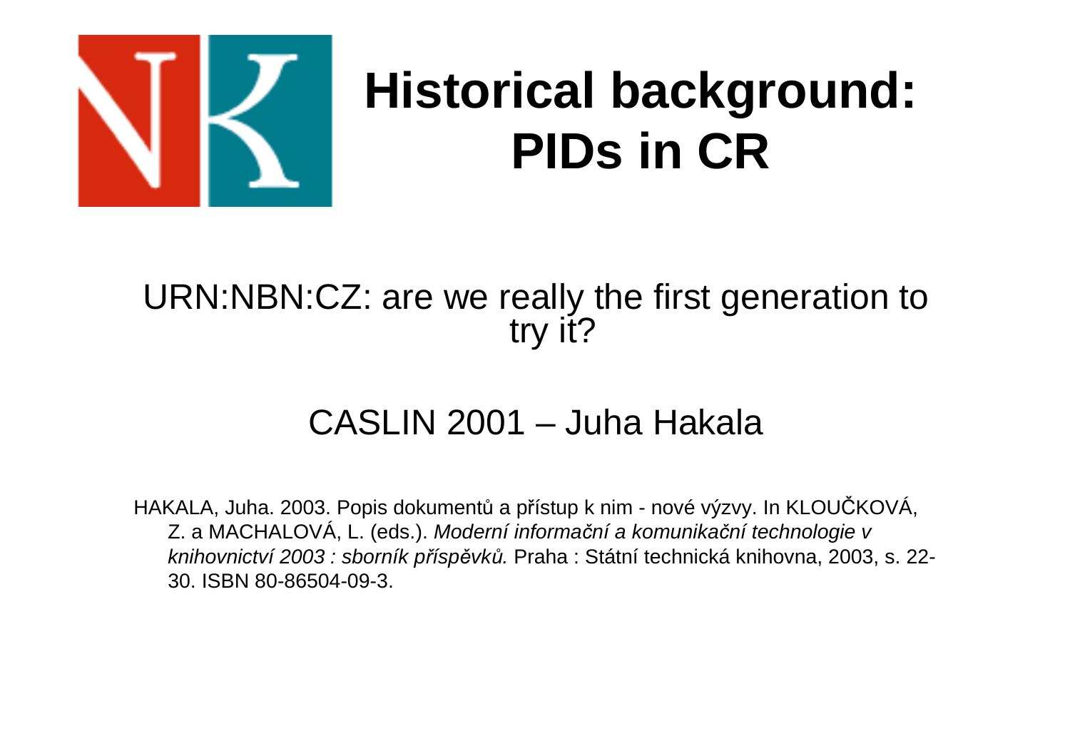# Historical background: PIDs in CR

URN:NBN:CZ: are we really the first generation to try it?

CASLIN 2001 – Juha Hakala

HAKALA, Juha. 2003. Popis dokumentů a přístup k nim - nové výzvy. In KLOUČKOVÁ, Z. a MACHALOVÁ, L. (eds.). *Moderní informační a komunikační technologie v knihovnictví 2003 : sborník příspěvků.* Praha : Státní technická knihovna, 2003, s. 22-30. ISBN 80-86504-09-3.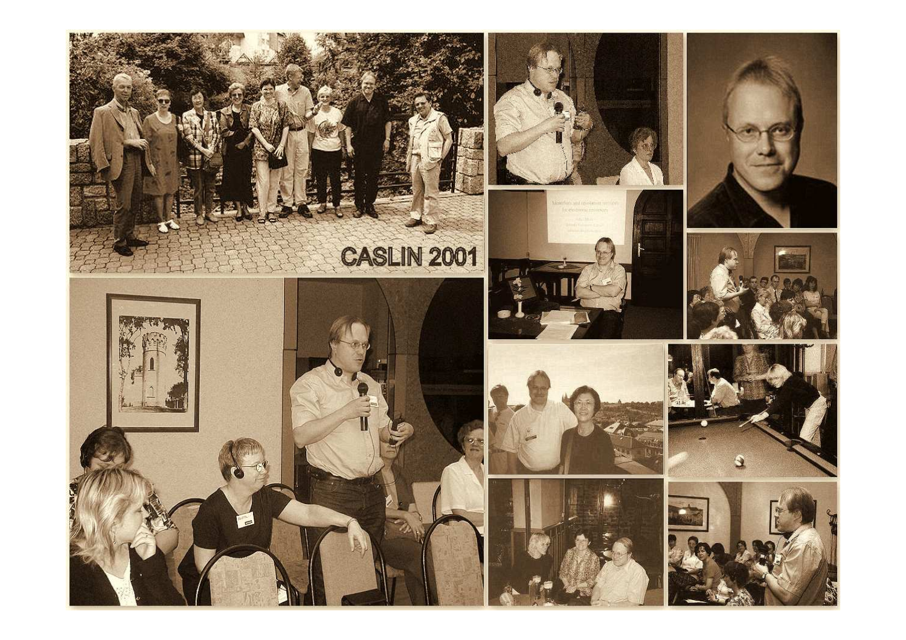CASLIN 2001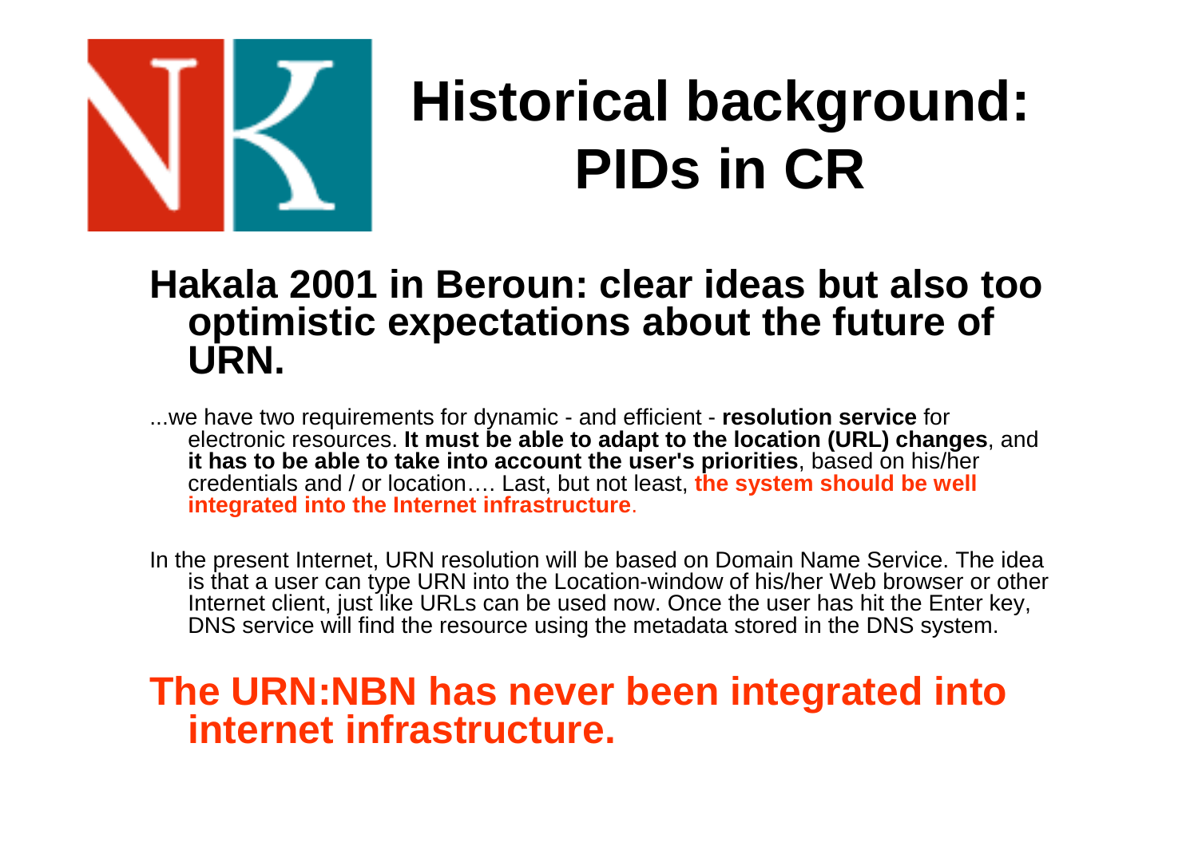# Historical background: PIDs in CR

## Hakala 2001 in Beroun: clear ideas but also too optimistic expectations about the future of URN.

...we have two requirements for dynamic - and efficient - **resolution service** for electronic resources. **It must be able to adapt to the location (URL) changes**, and **it has to be able to take into account the user's priorities**, based on his/her credentials and / or location…. Last, but not least, **the system should be well integrated into the Internet infrastructure**.

In the present Internet, URN resolution will be based on Domain Name Service. The idea is that a user can type URN into the Location-window of his/her Web browser or other Internet client, just like URLs can be used now. Once the user has hit the Enter key, DNS service will find the resource using the metadata stored in the DNS system.

## The URN:NBN has never been integrated into internet infrastructure.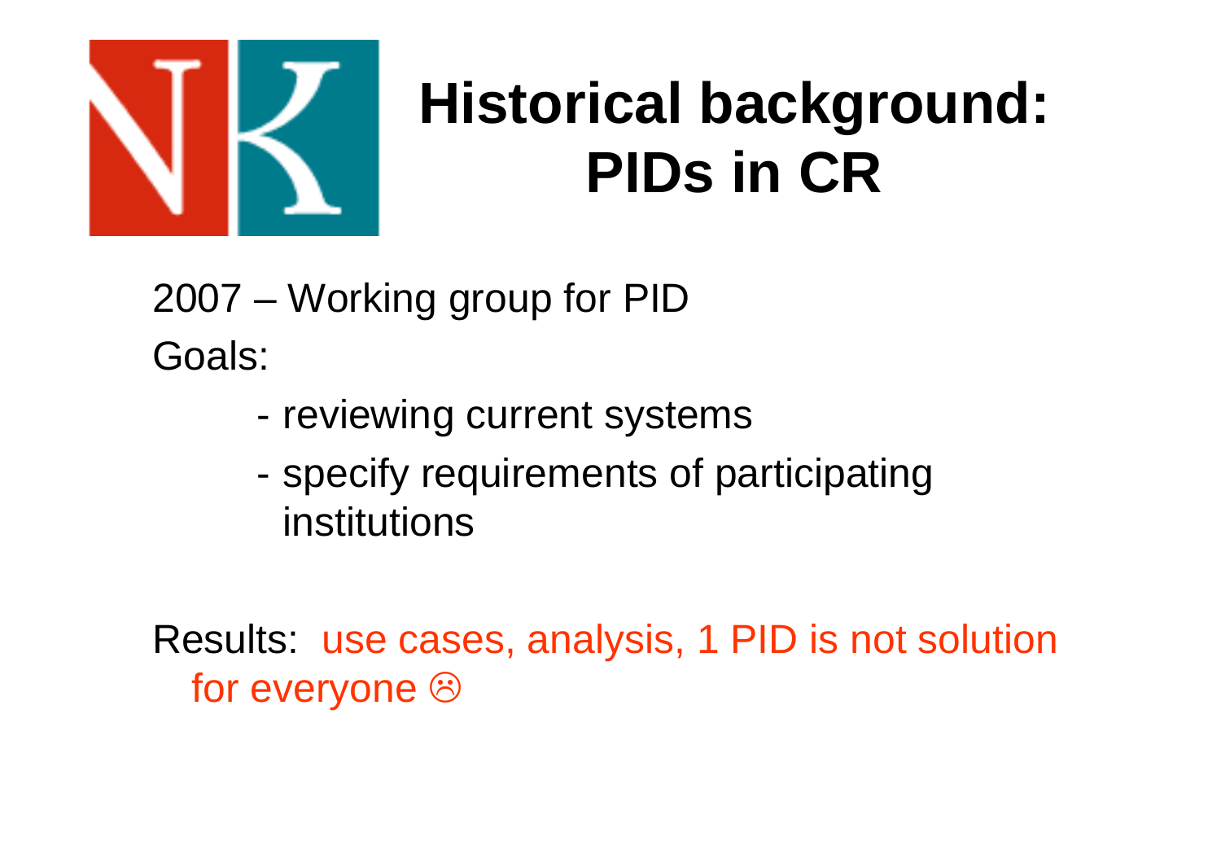# Historical background: PIDs in CR

2007 – Working group for PID

Goals:

- reviewing current systems
- specify requirements of participating institutions

Results: use cases, analysis, 1 PID is not solution for everyone ☹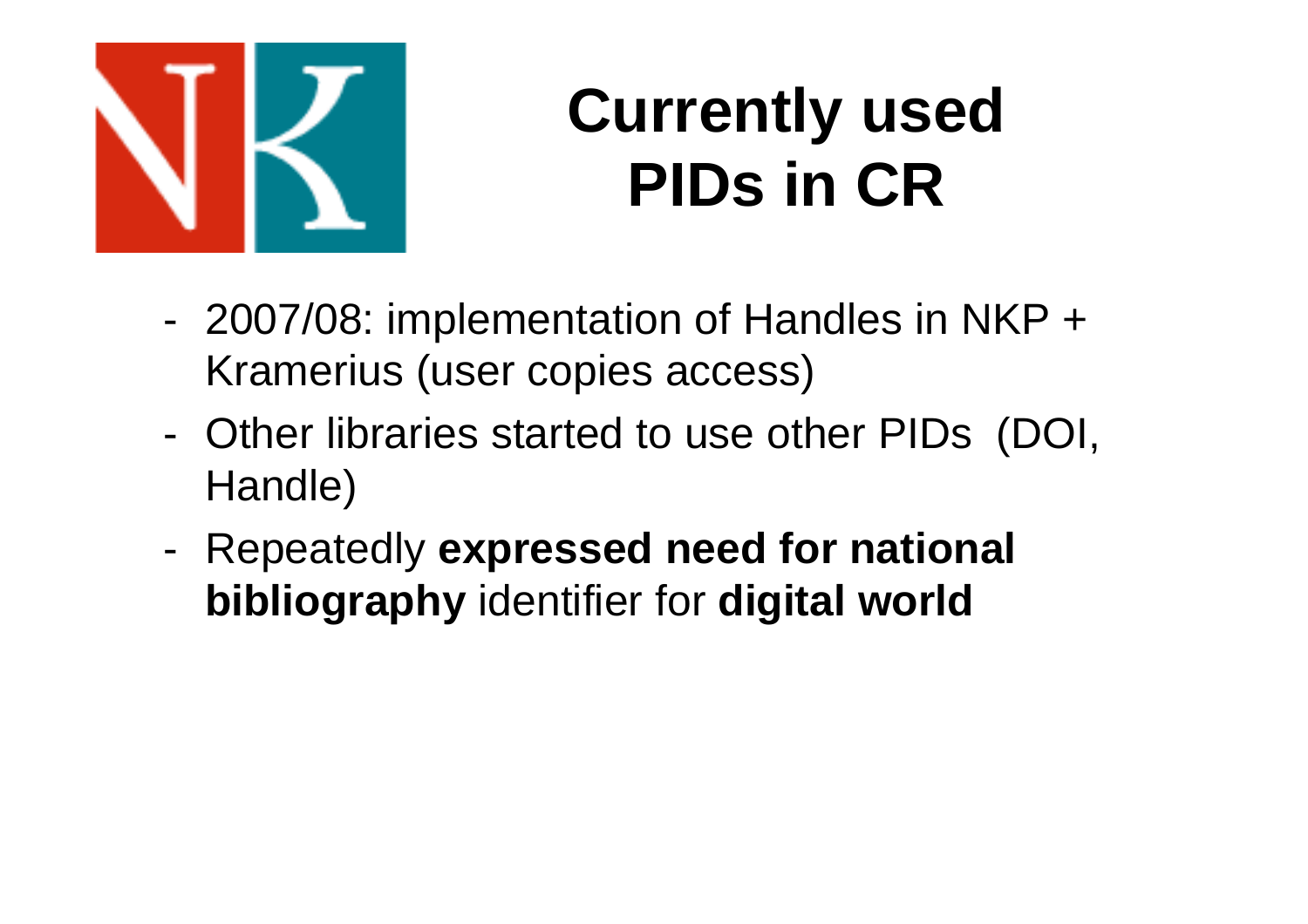# Currently used PIDs in CR

- 2007/08: implementation of Handles in NKP + Kramerius (user copies access)
- Other libraries started to use other PIDs (DOI, Handle)
- Repeatedly **expressed need for national bibliography** identifier for **digital world**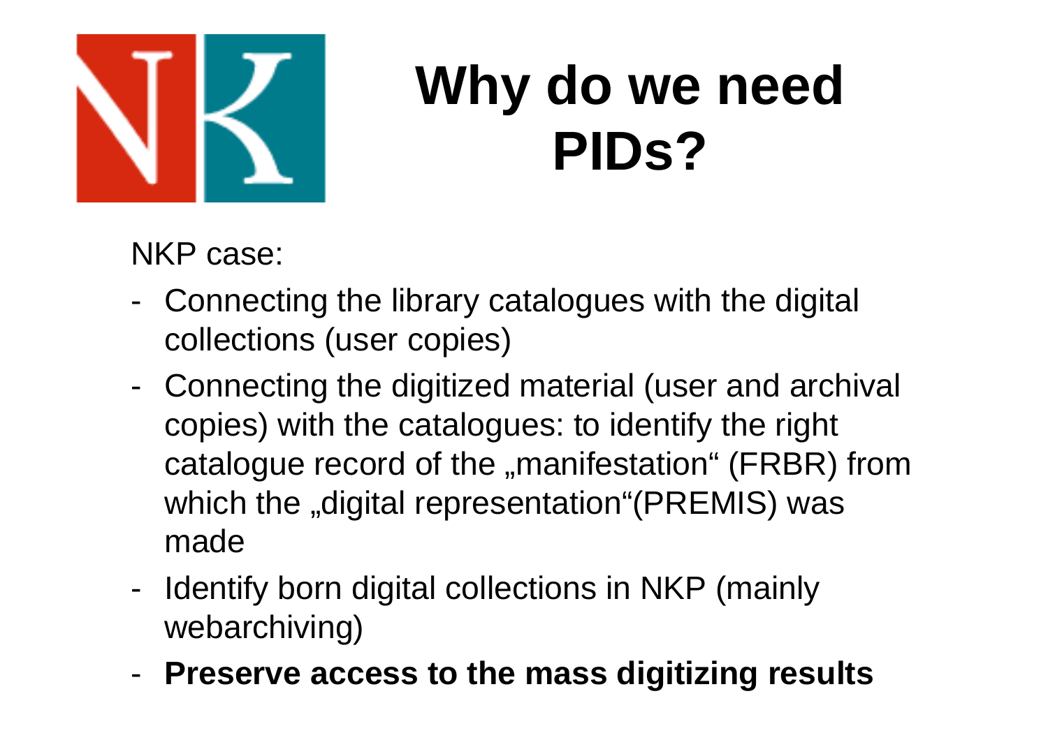# Why do we need PIDs?

NKP case:

- Connecting the library catalogues with the digital collections (user copies)
- Connecting the digitized material (user and archival copies) with the catalogues: to identify the right catalogue record of the „manifestation“ (FRBR) from which the „digital representation“(PREMIS) was made
- Identify born digital collections in NKP (mainly webarchiving)
- **Preserve access to the mass digitizing results**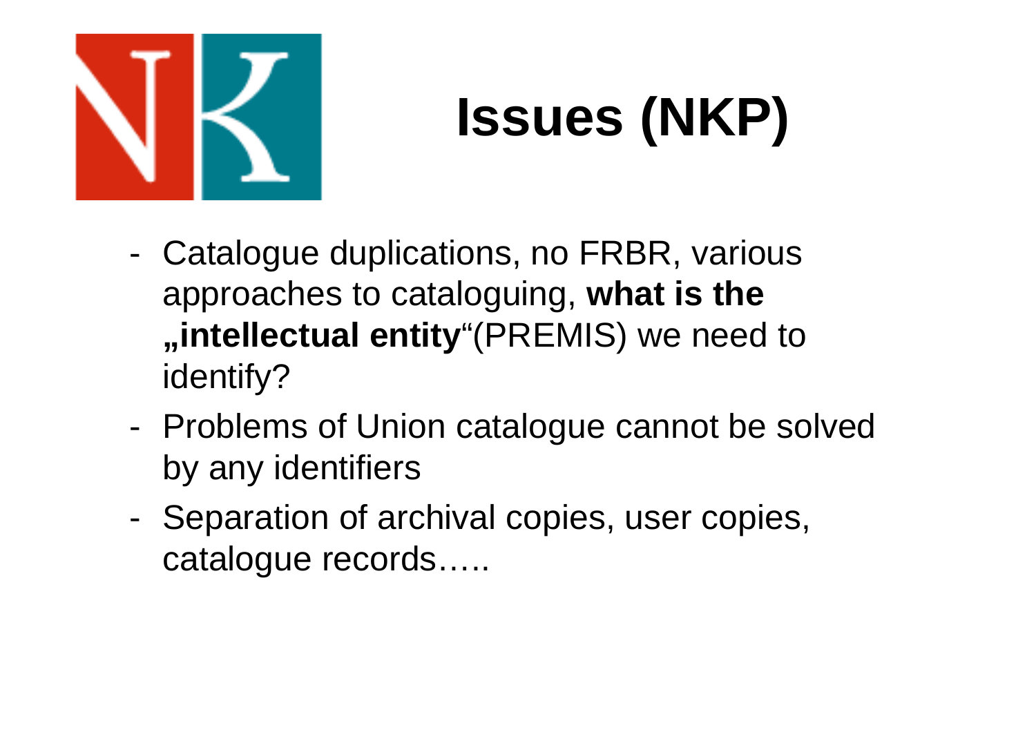# Issues (NKP)

- Catalogue duplications, no FRBR, various approaches to cataloguing, **what is the „intellectual entity**“(PREMIS) we need to identify?
- Problems of Union catalogue cannot be solved by any identifiers
- Separation of archival copies, user copies, catalogue records…..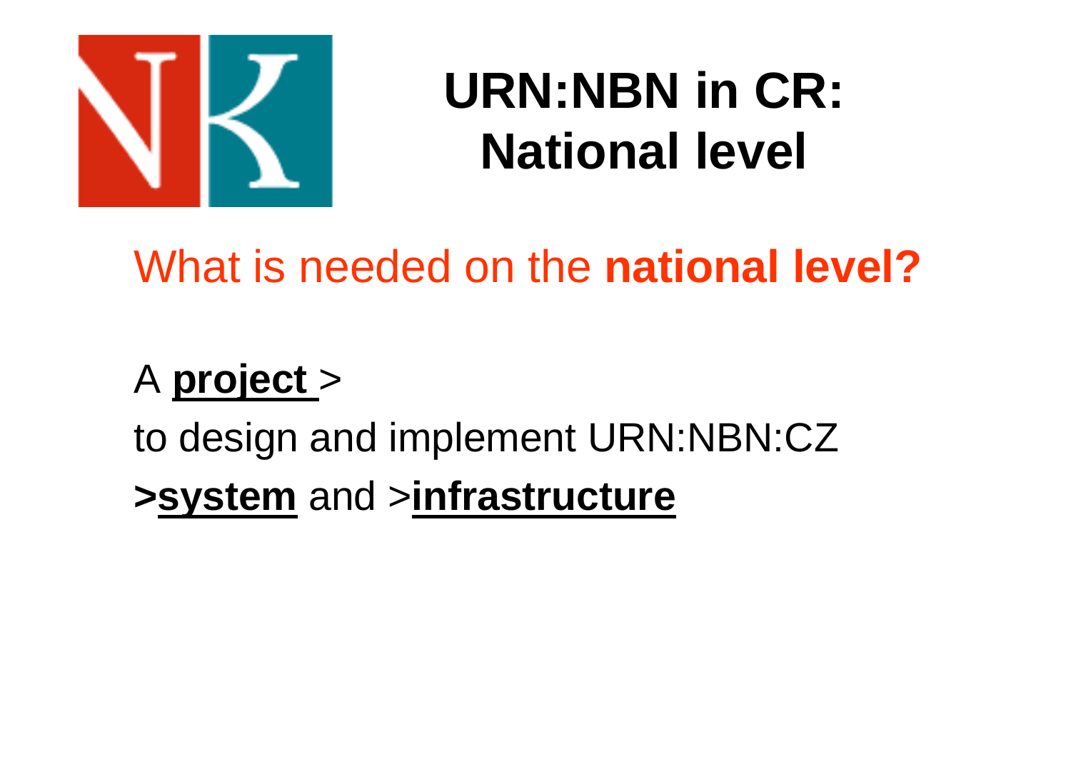# URN:NBN in CR: National level

What is needed on the **national level?**

A **project** >

to design and implement URN:NBN:CZ

**>system** and >**infrastructure**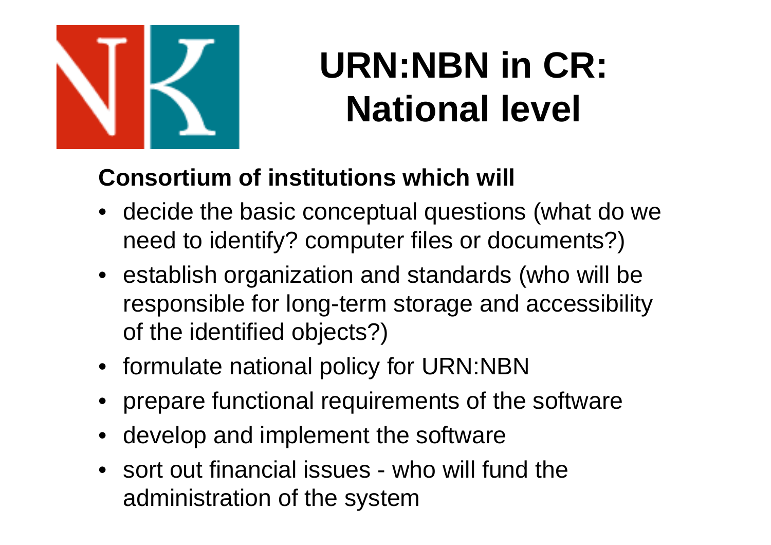# URN:NBN in CR: National level

**Consortium of institutions which will**

- decide the basic conceptual questions (what do we need to identify? computer files or documents?)
- establish organization and standards (who will be responsible for long-term storage and accessibility of the identified objects?)
- formulate national policy for URN:NBN
- prepare functional requirements of the software
- develop and implement the software
- sort out financial issues - who will fund the administration of the system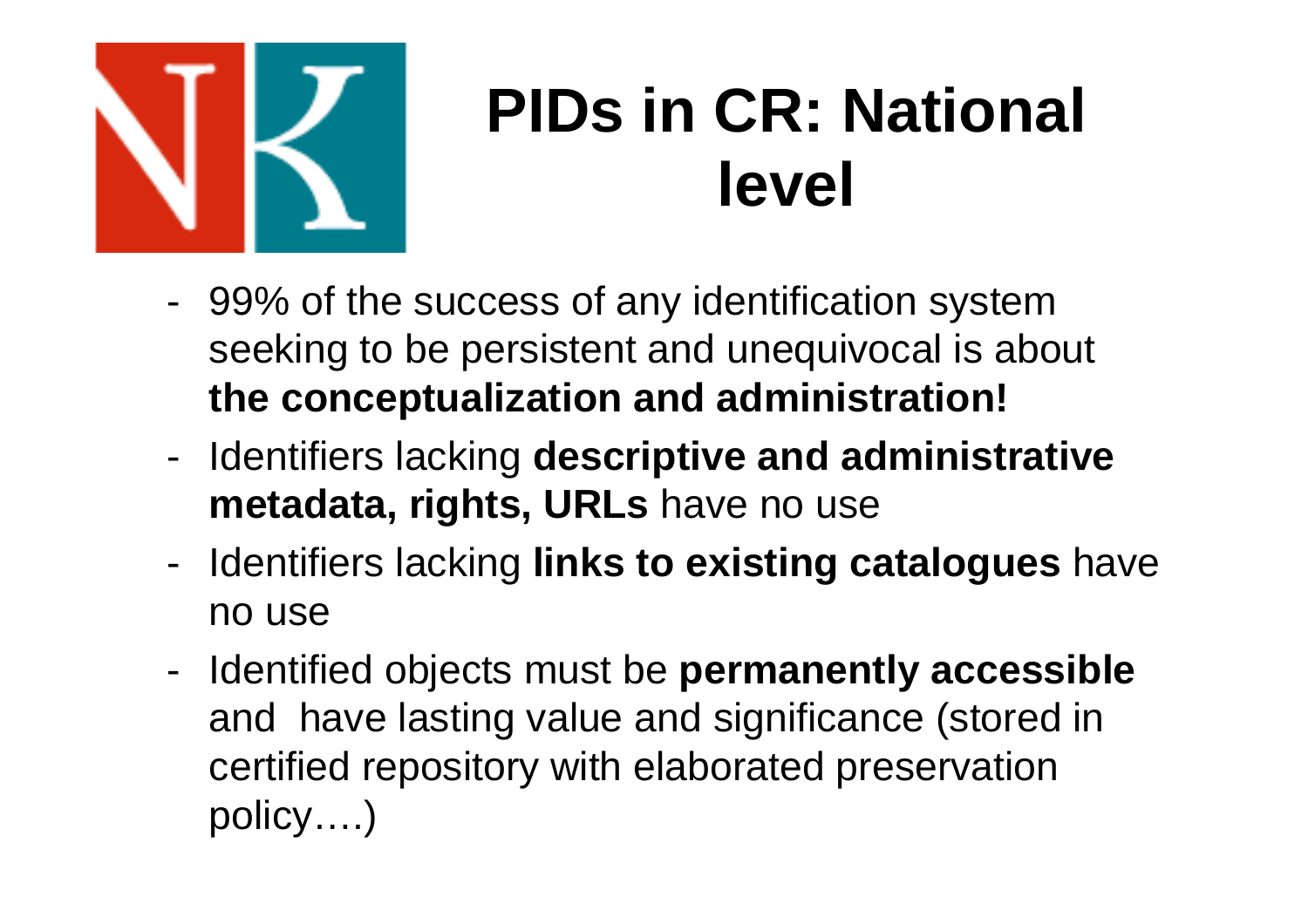# PIDs in CR: National level

- 99% of the success of any identification system seeking to be persistent and unequivocal is about **the conceptualization and administration!**
- Identifiers lacking **descriptive and administrative metadata, rights, URLs** have no use
- Identifiers lacking **links to existing catalogues** have no use
- Identified objects must be **permanently accessible** and have lasting value and significance (stored in certified repository with elaborated preservation policy….)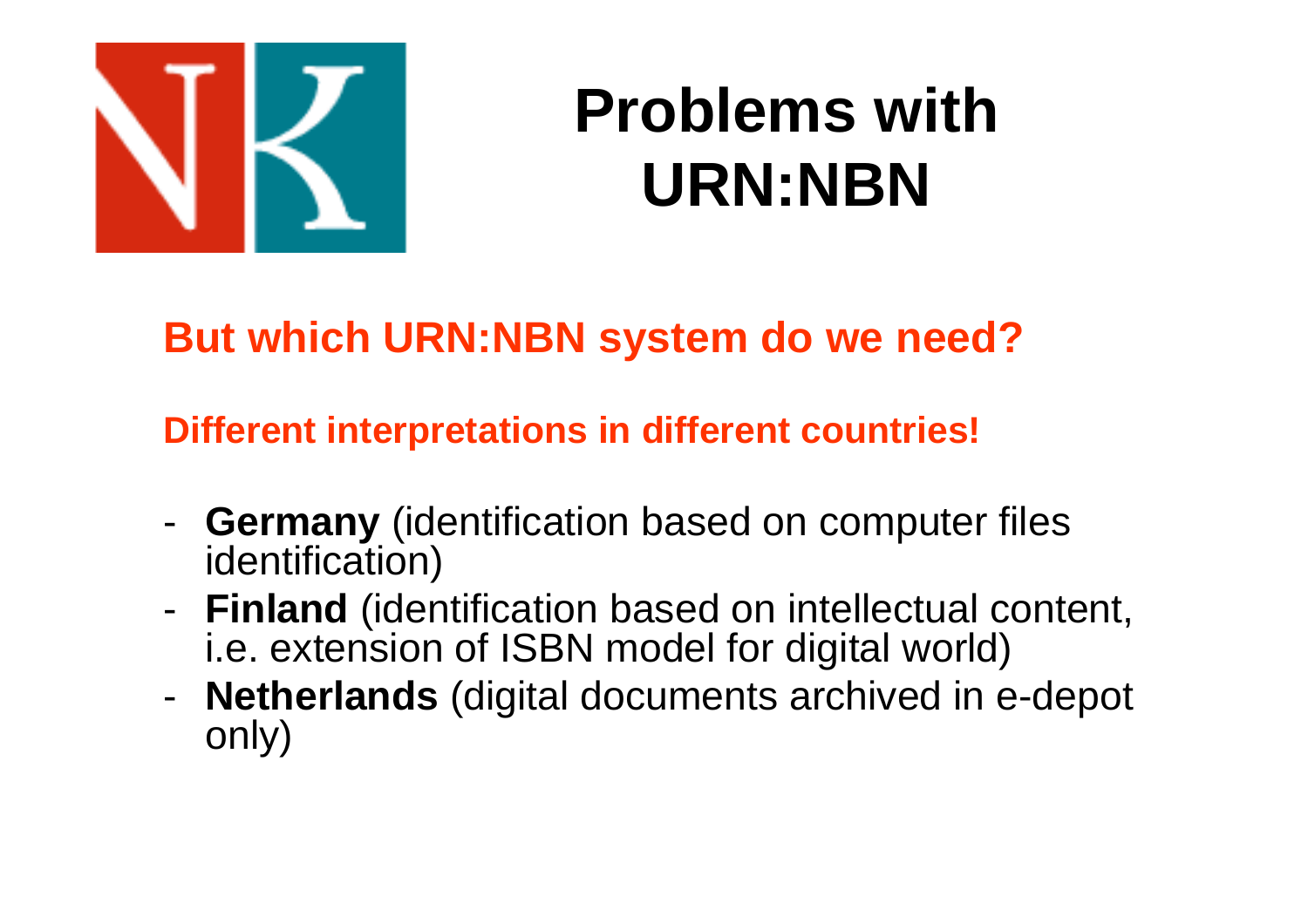# Problems with URN:NBN

## But which URN:NBN system do we need?

### Different interpretations in different countries!

- **Germany** (identification based on computer files identification)
- **Finland** (identification based on intellectual content, i.e. extension of ISBN model for digital world)
- **Netherlands** (digital documents archived in e-depot only)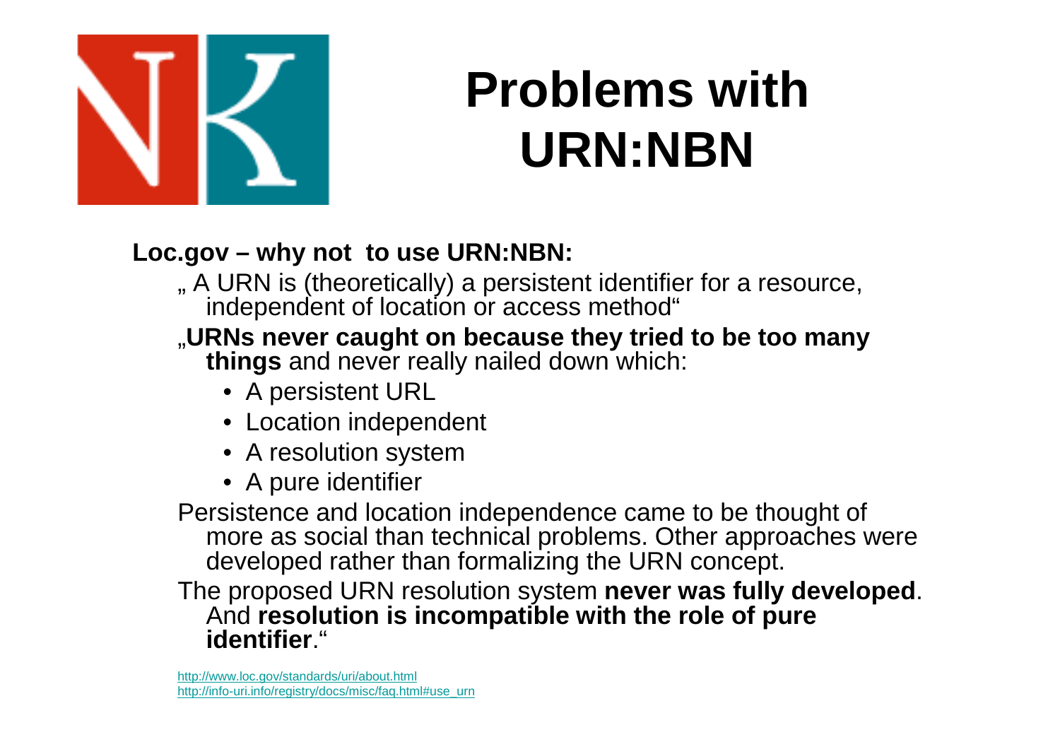# Problems with URN:NBN

**Loc.gov – why not to use URN:NBN:**

„ A URN is (theoretically) a persistent identifier for a resource, independent of location or access method“

„**URNs never caught on because they tried to be too many things** and never really nailed down which:

- A persistent URL
- Location independent
- A resolution system
- A pure identifier

Persistence and location independence came to be thought of more as social than technical problems. Other approaches were developed rather than formalizing the URN concept.

The proposed URN resolution system **never was fully developed**. And **resolution is incompatible with the role of pure identifier**.“

http://www.loc.gov/standards/uri/about.html
http://info-uri.info/registry/docs/misc/faq.html#use_urn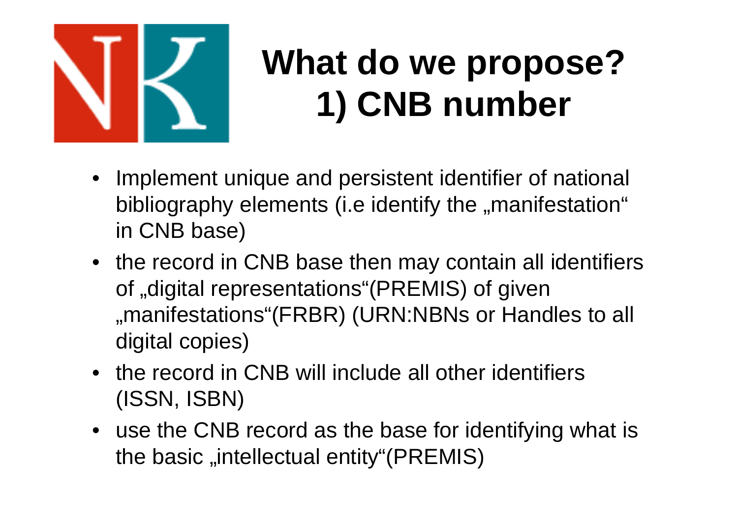# What do we propose? 1) CNB number

- Implement unique and persistent identifier of national bibliography elements (i.e identify the „manifestation“ in CNB base)
- the record in CNB base then may contain all identifiers of „digital representations“(PREMIS) of given „manifestations“(FRBR) (URN:NBNs or Handles to all digital copies)
- the record in CNB will include all other identifiers (ISSN, ISBN)
- use the CNB record as the base for identifying what is the basic „intellectual entity“(PREMIS)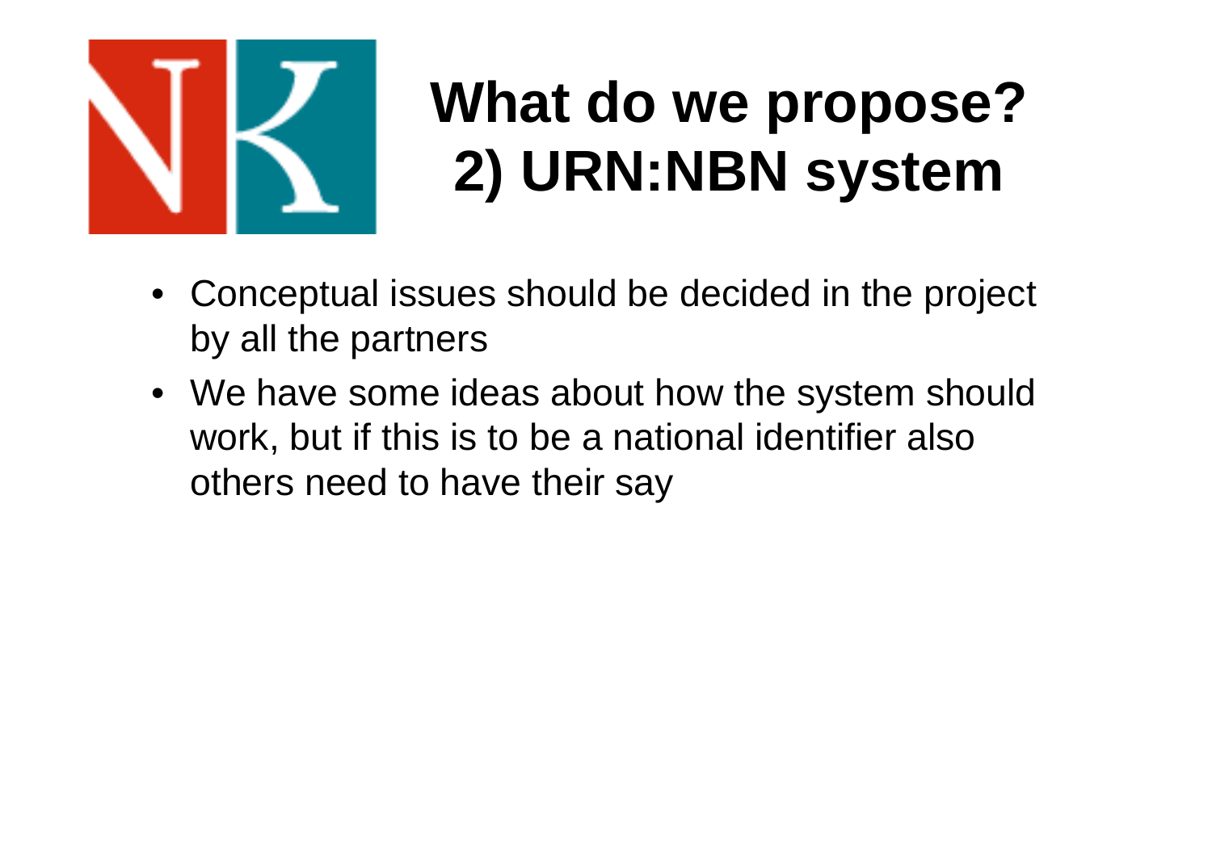# What do we propose?
# 2) URN:NBN system

- Conceptual issues should be decided in the project by all the partners
- We have some ideas about how the system should work, but if this is to be a national identifier also others need to have their say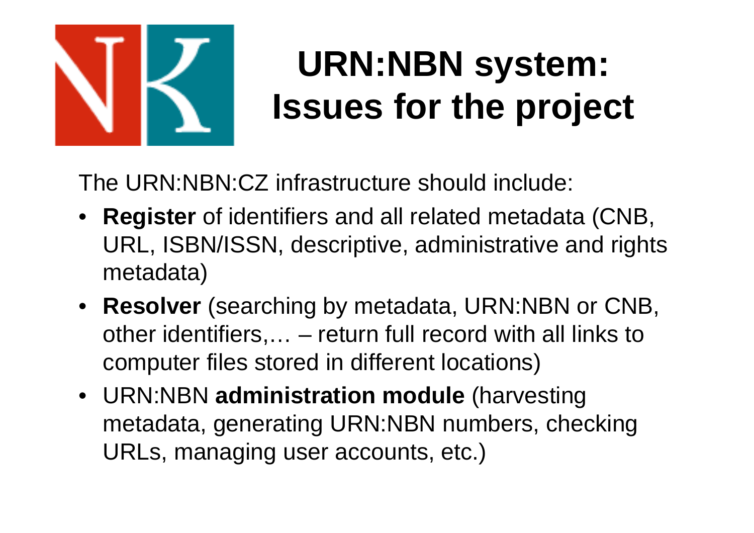# URN:NBN system: Issues for the project

The URN:NBN:CZ infrastructure should include:

- **Register** of identifiers and all related metadata (CNB, URL, ISBN/ISSN, descriptive, administrative and rights metadata)
- **Resolver** (searching by metadata, URN:NBN or CNB, other identifiers,… – return full record with all links to computer files stored in different locations)
- URN:NBN **administration module** (harvesting metadata, generating URN:NBN numbers, checking URLs, managing user accounts, etc.)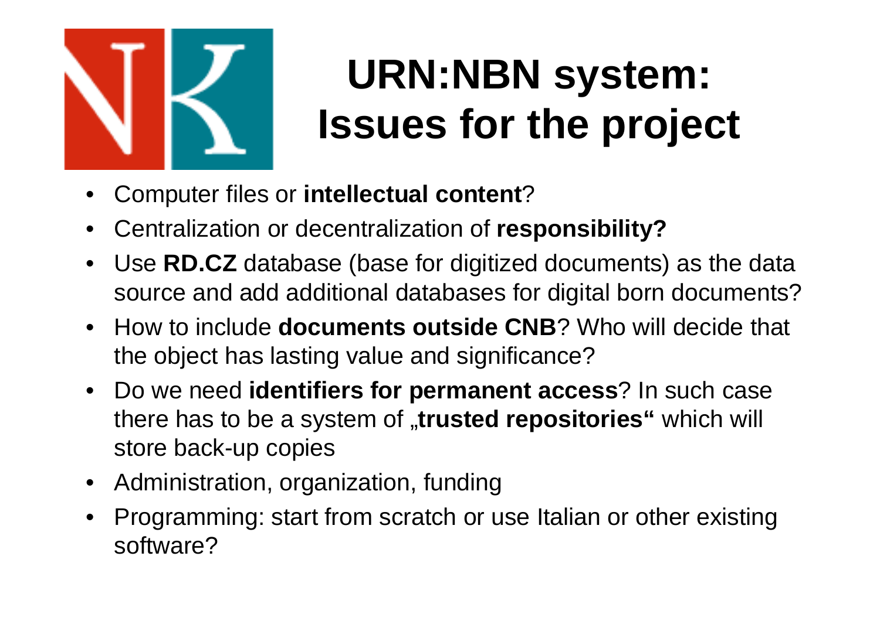# URN:NBN system: Issues for the project

- Computer files or **intellectual content**?
- Centralization or decentralization of **responsibility?**
- Use **RD.CZ** database (base for digitized documents) as the data source and add additional databases for digital born documents?
- How to include **documents outside CNB**? Who will decide that the object has lasting value and significance?
- Do we need **identifiers for permanent access**? In such case there has to be a system of „**trusted repositories“** which will store back-up copies
- Administration, organization, funding
- Programming: start from scratch or use Italian or other existing software?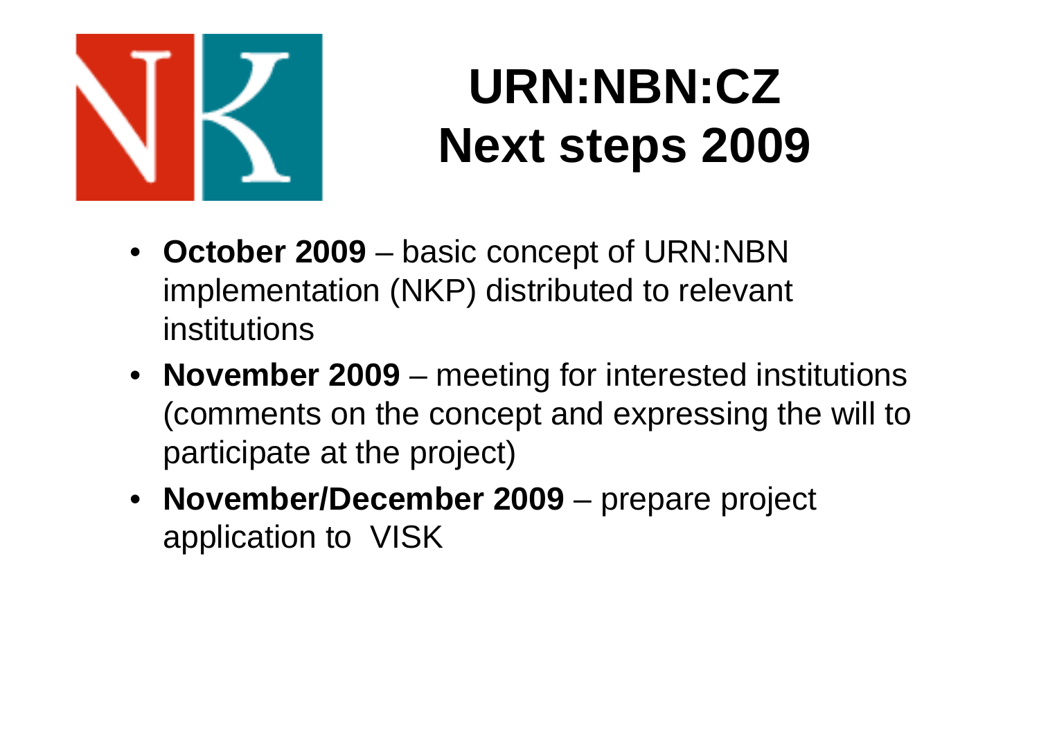# URN:NBN:CZ Next steps 2009

- **October 2009** – basic concept of URN:NBN implementation (NKP) distributed to relevant institutions
- **November 2009** – meeting for interested institutions (comments on the concept and expressing the will to participate at the project)
- **November/December 2009** – prepare project application to VISK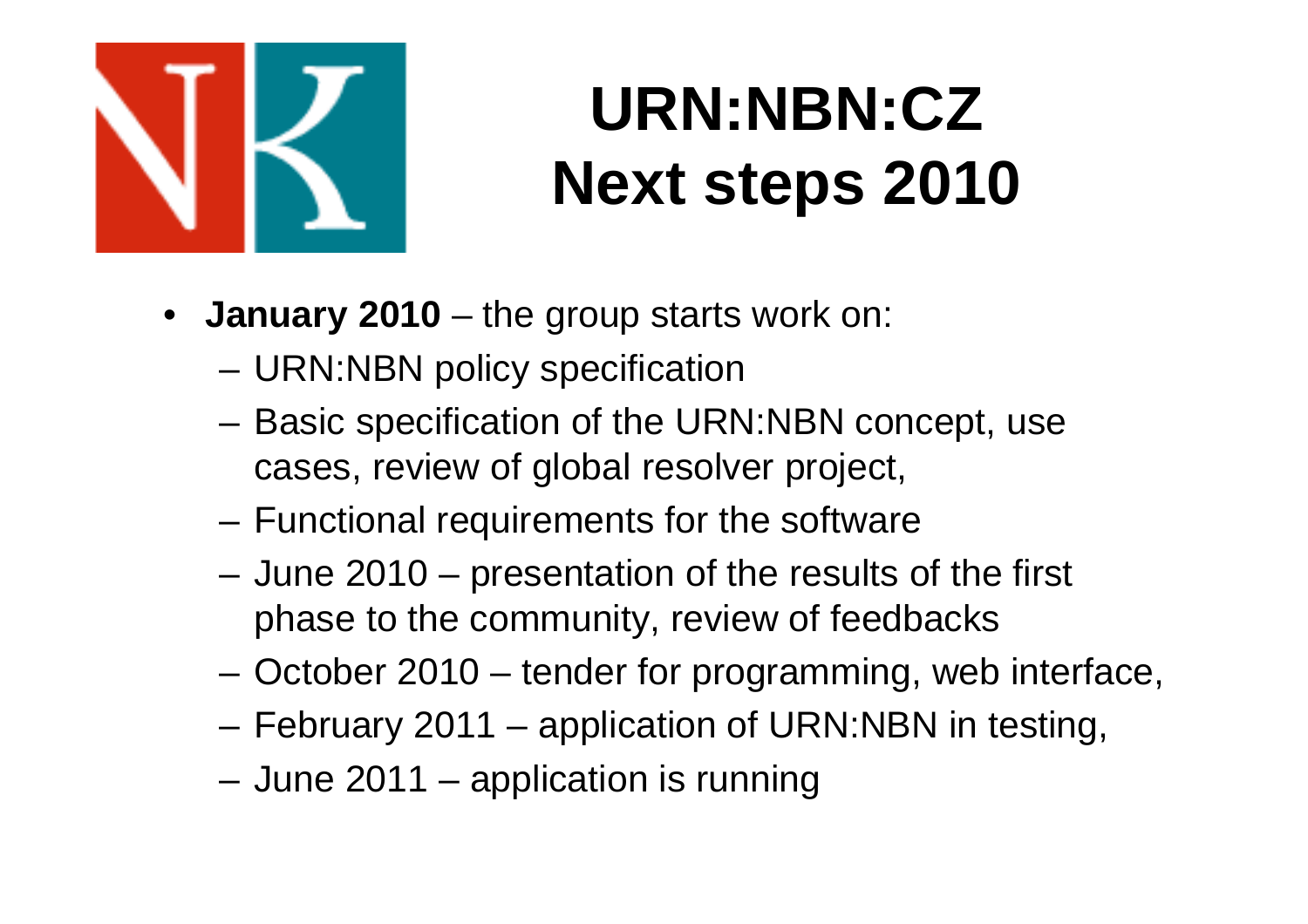# URN:NBN:CZ Next steps 2010

- **January 2010** – the group starts work on:
  - URN:NBN policy specification
  - Basic specification of the URN:NBN concept, use cases, review of global resolver project,
  - Functional requirements for the software
  - June 2010 – presentation of the results of the first phase to the community, review of feedbacks
  - October 2010 – tender for programming, web interface,
  - February 2011 – application of URN:NBN in testing,
  - June 2011 – application is running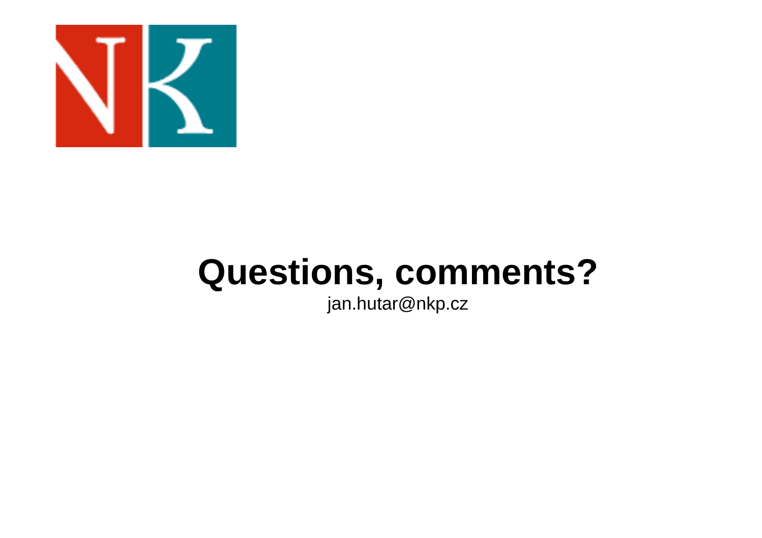# Questions, comments?

jan.hutar@nkp.cz